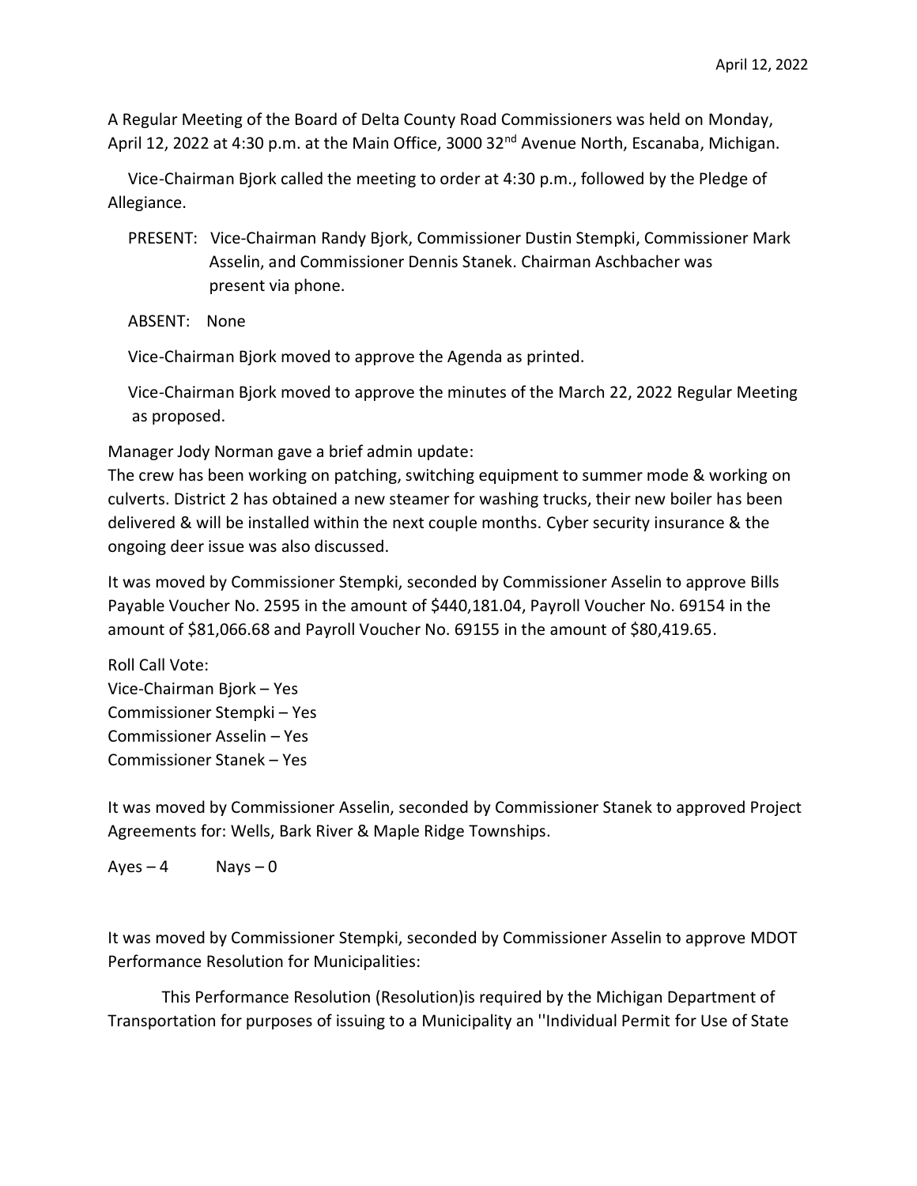April 12, 2022

A Regular Meeting of the Board of Delta County Road Commissioners was held on Monday, April 12, 2022 at 4:30 p.m. at the Main Office, 3000 32nd Avenue North, Escanaba, Michigan.

Vice-Chairman Bjork called the meeting to order at 4:30 p.m., followed by the Pledge of Allegiance.

PRESENT: Vice-Chairman Randy Bjork, Commissioner Dustin Stempki, Commissioner Mark Asselin, and Commissioner Dennis Stanek. Chairman Aschbacher was present via phone.

ABSENT: None

Vice-Chairman Bjork moved to approve the Agenda as printed.

Vice-Chairman Bjork moved to approve the minutes of the March 22, 2022 Regular Meeting as proposed.

Manager Jody Norman gave a brief admin update:
The crew has been working on patching, switching equipment to summer mode & working on culverts. District 2 has obtained a new steamer for washing trucks, their new boiler has been delivered & will be installed within the next couple months. Cyber security insurance & the ongoing deer issue was also discussed.

It was moved by Commissioner Stempki, seconded by Commissioner Asselin to approve Bills Payable Voucher No. 2595 in the amount of $440,181.04, Payroll Voucher No. 69154 in the amount of $81,066.68 and Payroll Voucher No. 69155 in the amount of $80,419.65.

Roll Call Vote:
Vice-Chairman Bjork – Yes
Commissioner Stempki – Yes
Commissioner Asselin – Yes
Commissioner Stanek – Yes

It was moved by Commissioner Asselin, seconded by Commissioner Stanek to approved Project Agreements for: Wells, Bark River & Maple Ridge Townships.

Ayes – 4 Nays – 0

It was moved by Commissioner Stempki, seconded by Commissioner Asselin to approve MDOT Performance Resolution for Municipalities:

This Performance Resolution (Resolution)is required by the Michigan Department of Transportation for purposes of issuing to a Municipality an ''Individual Permit for Use of State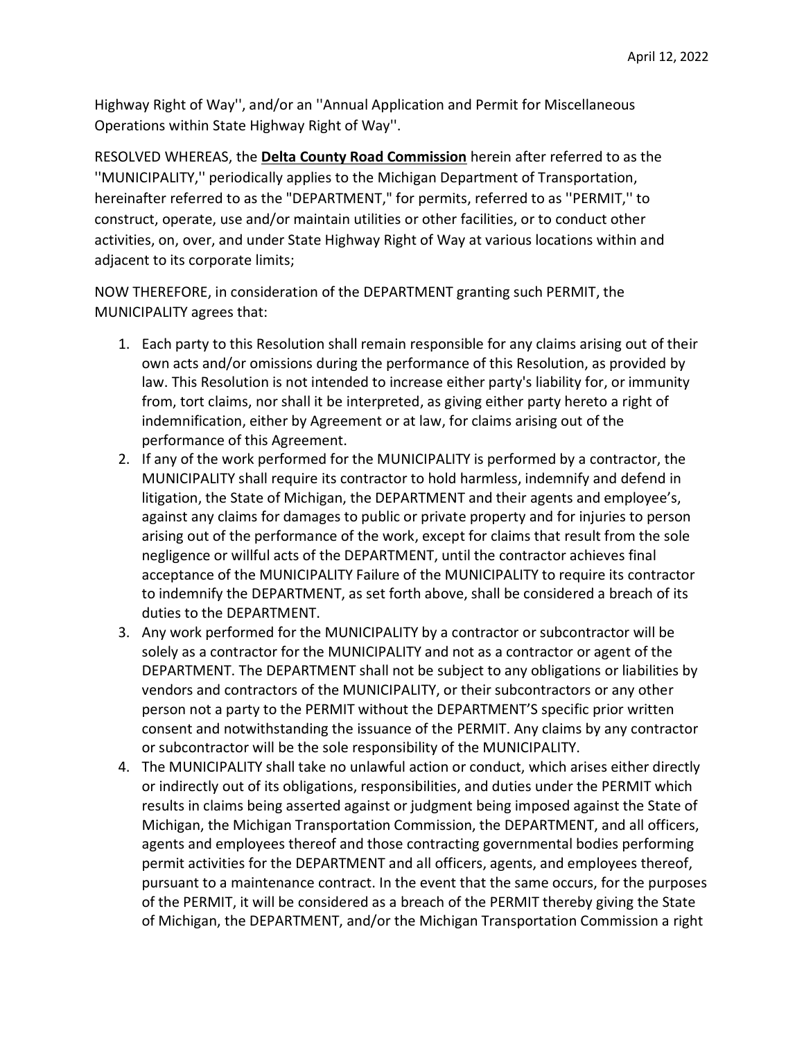April 12, 2022

Highway Right of Way'', and/or an ''Annual Application and Permit for Miscellaneous Operations within State Highway Right of Way''.

RESOLVED WHEREAS, the **Delta County Road Commission** herein after referred to as the ''MUNICIPALITY,'' periodically applies to the Michigan Department of Transportation, hereinafter referred to as the "DEPARTMENT," for permits, referred to as ''PERMIT,'' to construct, operate, use and/or maintain utilities or other facilities, or to conduct other activities, on, over, and under State Highway Right of Way at various locations within and adjacent to its corporate limits;

NOW THEREFORE, in consideration of the DEPARTMENT granting such PERMIT, the MUNICIPALITY agrees that:

1. Each party to this Resolution shall remain responsible for any claims arising out of their own acts and/or omissions during the performance of this Resolution, as provided by law. This Resolution is not intended to increase either party's liability for, or immunity from, tort claims, nor shall it be interpreted, as giving either party hereto a right of indemnification, either by Agreement or at law, for claims arising out of the performance of this Agreement.
2. If any of the work performed for the MUNICIPALITY is performed by a contractor, the MUNICIPALITY shall require its contractor to hold harmless, indemnify and defend in litigation, the State of Michigan, the DEPARTMENT and their agents and employee's, against any claims for damages to public or private property and for injuries to person arising out of the performance of the work, except for claims that result from the sole negligence or willful acts of the DEPARTMENT, until the contractor achieves final acceptance of the MUNICIPALITY Failure of the MUNICIPALITY to require its contractor to indemnify the DEPARTMENT, as set forth above, shall be considered a breach of its duties to the DEPARTMENT.
3. Any work performed for the MUNICIPALITY by a contractor or subcontractor will be solely as a contractor for the MUNICIPALITY and not as a contractor or agent of the DEPARTMENT. The DEPARTMENT shall not be subject to any obligations or liabilities by vendors and contractors of the MUNICIPALITY, or their subcontractors or any other person not a party to the PERMIT without the DEPARTMENT'S specific prior written consent and notwithstanding the issuance of the PERMIT. Any claims by any contractor or subcontractor will be the sole responsibility of the MUNICIPALITY.
4. The MUNICIPALITY shall take no unlawful action or conduct, which arises either directly or indirectly out of its obligations, responsibilities, and duties under the PERMIT which results in claims being asserted against or judgment being imposed against the State of Michigan, the Michigan Transportation Commission, the DEPARTMENT, and all officers, agents and employees thereof and those contracting governmental bodies performing permit activities for the DEPARTMENT and all officers, agents, and employees thereof, pursuant to a maintenance contract. In the event that the same occurs, for the purposes of the PERMIT, it will be considered as a breach of the PERMIT thereby giving the State of Michigan, the DEPARTMENT, and/or the Michigan Transportation Commission a right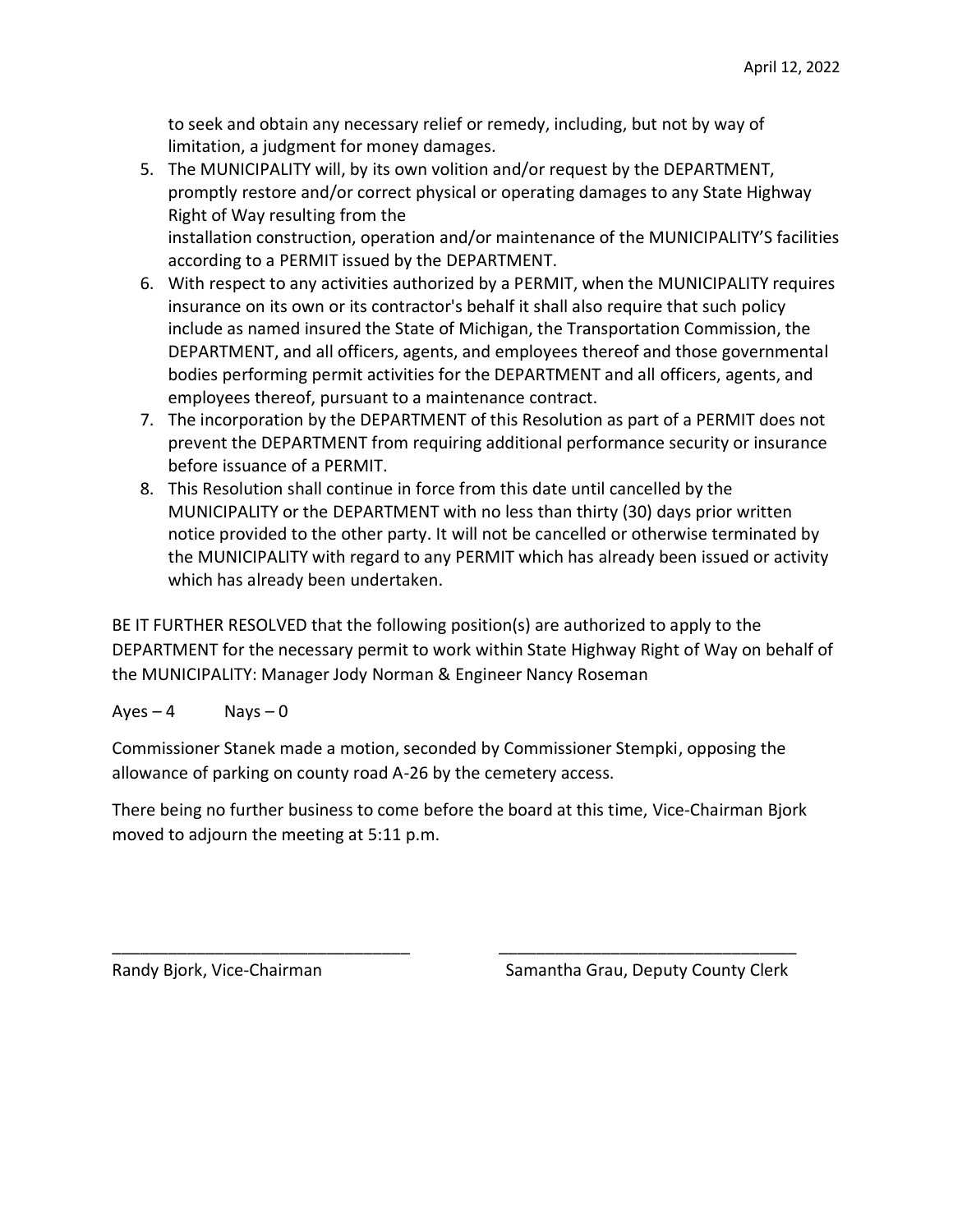to seek and obtain any necessary relief or remedy, including, but not by way of limitation, a judgment for money damages.

5. The MUNICIPALITY will, by its own volition and/or request by the DEPARTMENT, promptly restore and/or correct physical or operating damages to any State Highway Right of Way resulting from the installation construction, operation and/or maintenance of the MUNICIPALITY'S facilities according to a PERMIT issued by the DEPARTMENT.
6. With respect to any activities authorized by a PERMIT, when the MUNICIPALITY requires insurance on its own or its contractor's behalf it shall also require that such policy include as named insured the State of Michigan, the Transportation Commission, the DEPARTMENT, and all officers, agents, and employees thereof and those governmental bodies performing permit activities for the DEPARTMENT and all officers, agents, and employees thereof, pursuant to a maintenance contract.
7. The incorporation by the DEPARTMENT of this Resolution as part of a PERMIT does not prevent the DEPARTMENT from requiring additional performance security or insurance before issuance of a PERMIT.
8. This Resolution shall continue in force from this date until cancelled by the MUNICIPALITY or the DEPARTMENT with no less than thirty (30) days prior written notice provided to the other party. It will not be cancelled or otherwise terminated by the MUNICIPALITY with regard to any PERMIT which has already been issued or activity which has already been undertaken.

BE IT FURTHER RESOLVED that the following position(s) are authorized to apply to the DEPARTMENT for the necessary permit to work within State Highway Right of Way on behalf of the MUNICIPALITY: Manager Jody Norman & Engineer Nancy Roseman

Ayes – 4 Nays – 0

Commissioner Stanek made a motion, seconded by Commissioner Stempki, opposing the allowance of parking on county road A-26 by the cemetery access.

There being no further business to come before the board at this time, Vice-Chairman Bjork moved to adjourn the meeting at 5:11 p.m.

_______________________________ _______________________________

Randy Bjork, Vice-Chairman Samantha Grau, Deputy County Clerk